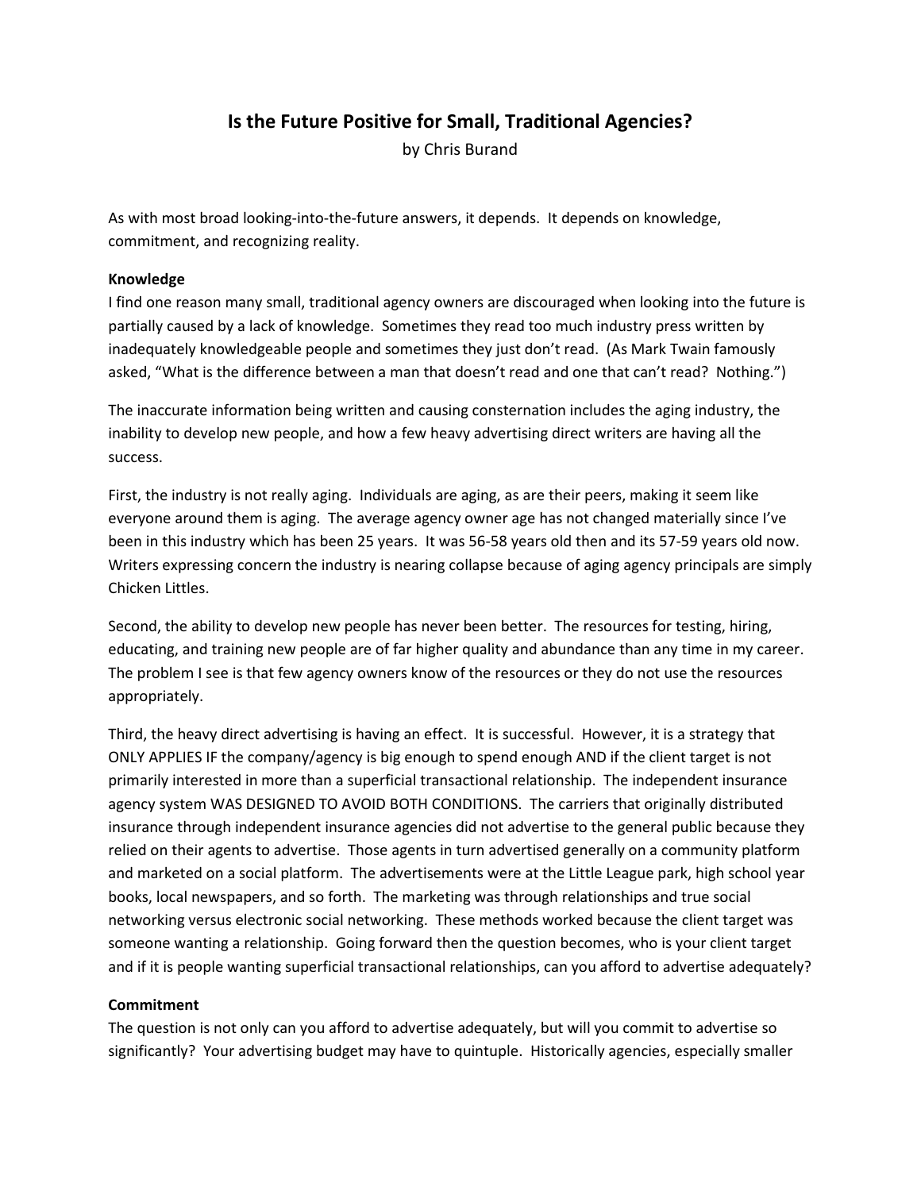# Is the Future Positive for Small, Traditional Agencies?

by Chris Burand

As with most broad looking-into-the-future answers, it depends. It depends on knowledge, commitment, and recognizing reality.

## Knowledge

I find one reason many small, traditional agency owners are discouraged when looking into the future is partially caused by a lack of knowledge. Sometimes they read too much industry press written by inadequately knowledgeable people and sometimes they just don't read. (As Mark Twain famously asked, "What is the difference between a man that doesn't read and one that can't read? Nothing.")

The inaccurate information being written and causing consternation includes the aging industry, the inability to develop new people, and how a few heavy advertising direct writers are having all the success.

First, the industry is not really aging. Individuals are aging, as are their peers, making it seem like everyone around them is aging. The average agency owner age has not changed materially since I've been in this industry which has been 25 years. It was 56-58 years old then and its 57-59 years old now. Writers expressing concern the industry is nearing collapse because of aging agency principals are simply Chicken Littles.

Second, the ability to develop new people has never been better. The resources for testing, hiring, educating, and training new people are of far higher quality and abundance than any time in my career. The problem I see is that few agency owners know of the resources or they do not use the resources appropriately.

Third, the heavy direct advertising is having an effect. It is successful. However, it is a strategy that ONLY APPLIES IF the company/agency is big enough to spend enough AND if the client target is not primarily interested in more than a superficial transactional relationship. The independent insurance agency system WAS DESIGNED TO AVOID BOTH CONDITIONS. The carriers that originally distributed insurance through independent insurance agencies did not advertise to the general public because they relied on their agents to advertise. Those agents in turn advertised generally on a community platform and marketed on a social platform. The advertisements were at the Little League park, high school year books, local newspapers, and so forth. The marketing was through relationships and true social networking versus electronic social networking. These methods worked because the client target was someone wanting a relationship. Going forward then the question becomes, who is your client target and if it is people wanting superficial transactional relationships, can you afford to advertise adequately?

## Commitment

The question is not only can you afford to advertise adequately, but will you commit to advertise so significantly? Your advertising budget may have to quintuple. Historically agencies, especially smaller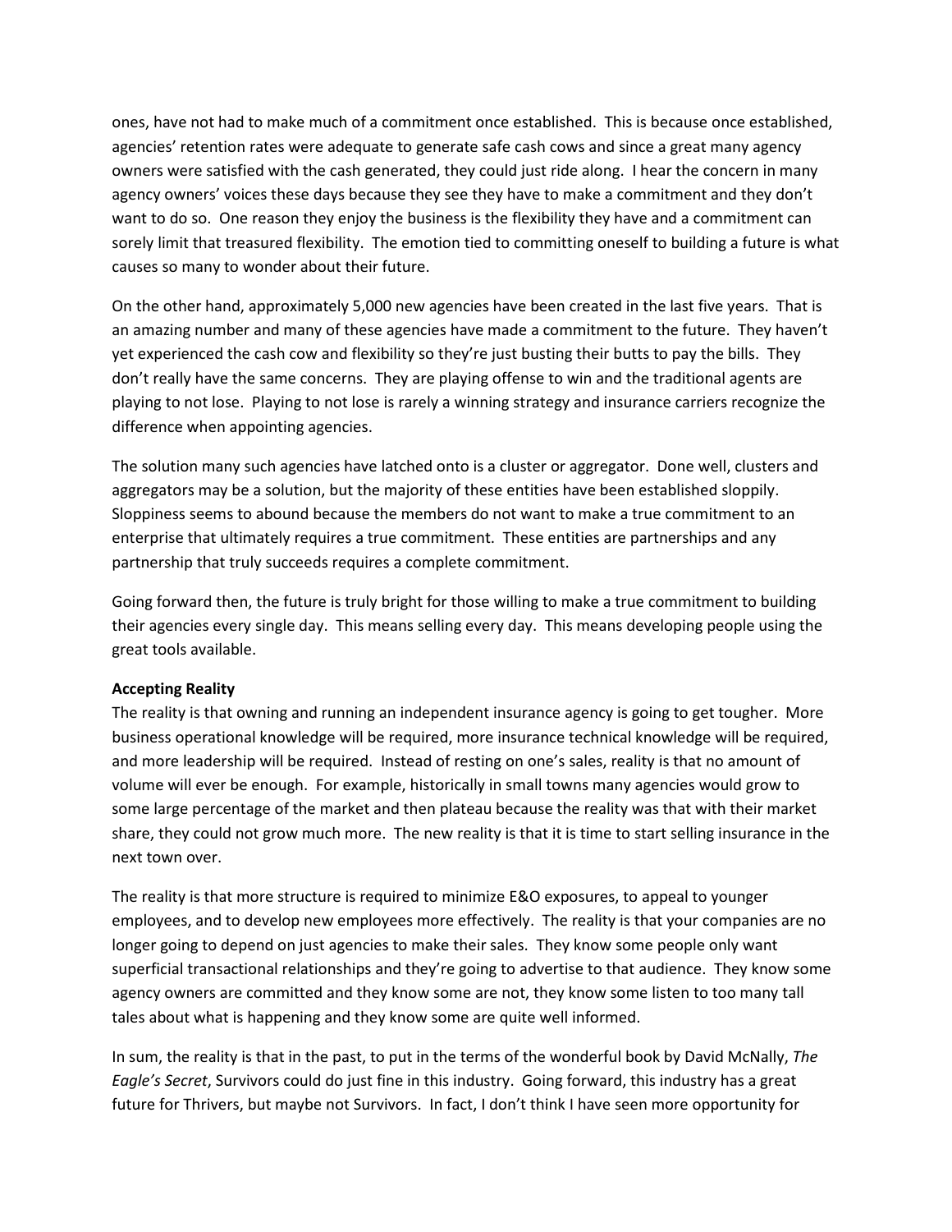ones, have not had to make much of a commitment once established. This is because once established, agencies' retention rates were adequate to generate safe cash cows and since a great many agency owners were satisfied with the cash generated, they could just ride along. I hear the concern in many agency owners' voices these days because they see they have to make a commitment and they don't want to do so. One reason they enjoy the business is the flexibility they have and a commitment can sorely limit that treasured flexibility. The emotion tied to committing oneself to building a future is what causes so many to wonder about their future.

On the other hand, approximately 5,000 new agencies have been created in the last five years. That is an amazing number and many of these agencies have made a commitment to the future. They haven't yet experienced the cash cow and flexibility so they're just busting their butts to pay the bills. They don't really have the same concerns. They are playing offense to win and the traditional agents are playing to not lose. Playing to not lose is rarely a winning strategy and insurance carriers recognize the difference when appointing agencies.

The solution many such agencies have latched onto is a cluster or aggregator. Done well, clusters and aggregators may be a solution, but the majority of these entities have been established sloppily. Sloppiness seems to abound because the members do not want to make a true commitment to an enterprise that ultimately requires a true commitment. These entities are partnerships and any partnership that truly succeeds requires a complete commitment.

Going forward then, the future is truly bright for those willing to make a true commitment to building their agencies every single day. This means selling every day. This means developing people using the great tools available.

**Accepting Reality**

The reality is that owning and running an independent insurance agency is going to get tougher. More business operational knowledge will be required, more insurance technical knowledge will be required, and more leadership will be required. Instead of resting on one's sales, reality is that no amount of volume will ever be enough. For example, historically in small towns many agencies would grow to some large percentage of the market and then plateau because the reality was that with their market share, they could not grow much more. The new reality is that it is time to start selling insurance in the next town over.

The reality is that more structure is required to minimize E&O exposures, to appeal to younger employees, and to develop new employees more effectively. The reality is that your companies are no longer going to depend on just agencies to make their sales. They know some people only want superficial transactional relationships and they're going to advertise to that audience. They know some agency owners are committed and they know some are not, they know some listen to too many tall tales about what is happening and they know some are quite well informed.

In sum, the reality is that in the past, to put in the terms of the wonderful book by David McNally, *The Eagle's Secret*, Survivors could do just fine in this industry. Going forward, this industry has a great future for Thrivers, but maybe not Survivors. In fact, I don't think I have seen more opportunity for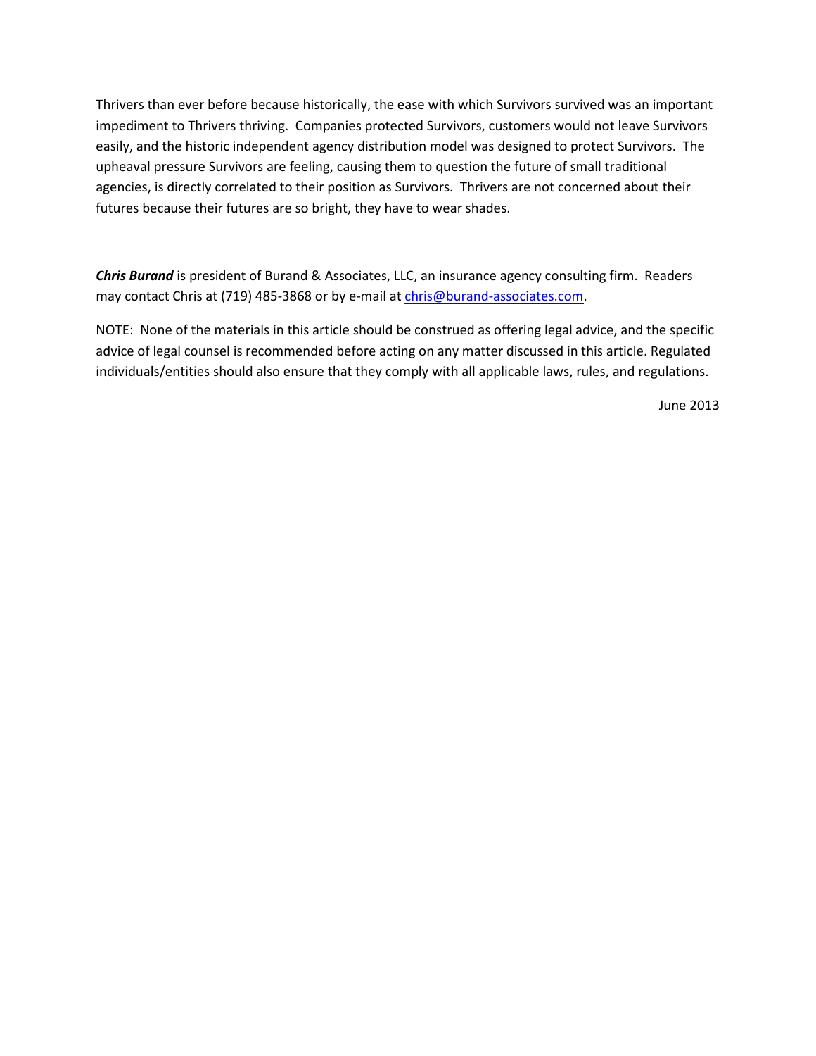Thrivers than ever before because historically, the ease with which Survivors survived was an important impediment to Thrivers thriving. Companies protected Survivors, customers would not leave Survivors easily, and the historic independent agency distribution model was designed to protect Survivors. The upheaval pressure Survivors are feeling, causing them to question the future of small traditional agencies, is directly correlated to their position as Survivors. Thrivers are not concerned about their futures because their futures are so bright, they have to wear shades.

***Chris Burand*** is president of Burand & Associates, LLC, an insurance agency consulting firm. Readers may contact Chris at (719) 485-3868 or by e-mail at chris@burand-associates.com.

NOTE: None of the materials in this article should be construed as offering legal advice, and the specific advice of legal counsel is recommended before acting on any matter discussed in this article. Regulated individuals/entities should also ensure that they comply with all applicable laws, rules, and regulations.

June 2013